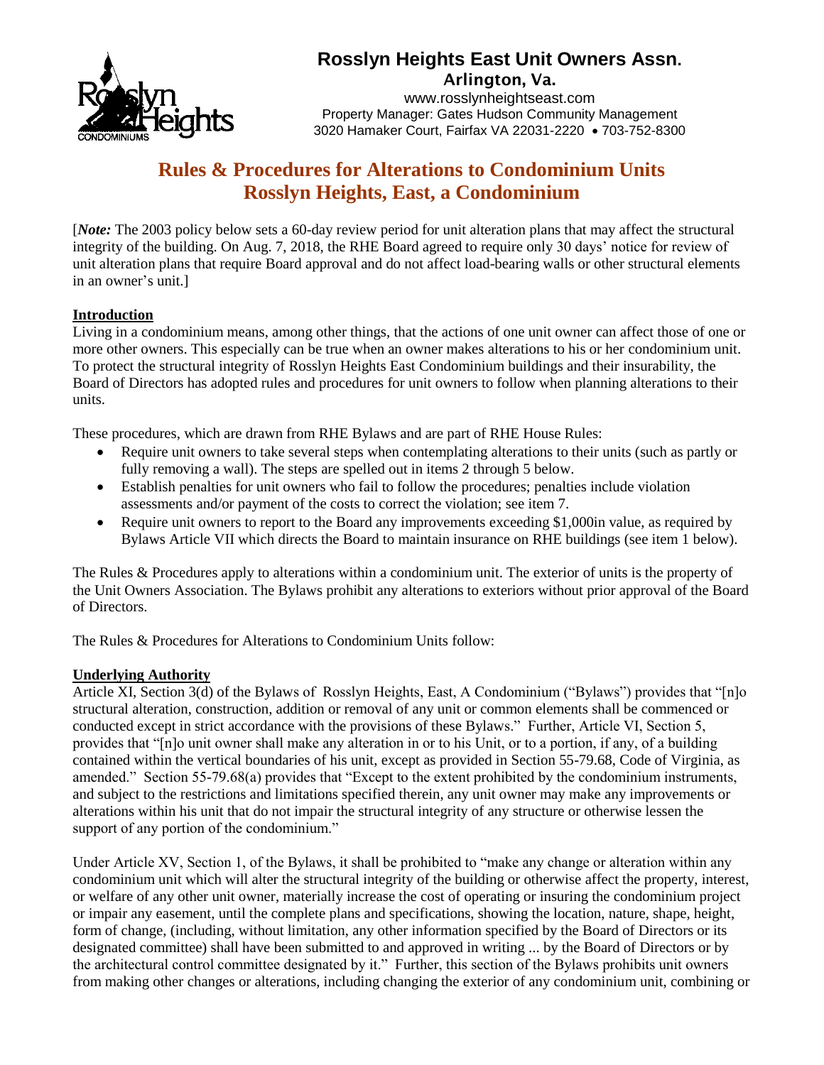# Rosslyn Heights East Unit Owners Assn.

**Arlington, Va.**

www.rosslynheightseast.com
Property Manager: Gates Hudson Community Management
3020 Hamaker Court, Fairfax VA 22031-2220 • 703-752-8300

## Rules & Procedures for Alterations to Condominium Units
## Rosslyn Heights, East, a Condominium

[***Note:*** The 2003 policy below sets a 60-day review period for unit alteration plans that may affect the structural integrity of the building. On Aug. 7, 2018, the RHE Board agreed to require only 30 days' notice for review of unit alteration plans that require Board approval and do not affect load-bearing walls or other structural elements in an owner's unit.]

### Introduction

Living in a condominium means, among other things, that the actions of one unit owner can affect those of one or more other owners. This especially can be true when an owner makes alterations to his or her condominium unit. To protect the structural integrity of Rosslyn Heights East Condominium buildings and their insurability, the Board of Directors has adopted rules and procedures for unit owners to follow when planning alterations to their units.

These procedures, which are drawn from RHE Bylaws and are part of RHE House Rules:

- Require unit owners to take several steps when contemplating alterations to their units (such as partly or fully removing a wall). The steps are spelled out in items 2 through 5 below.
- Establish penalties for unit owners who fail to follow the procedures; penalties include violation assessments and/or payment of the costs to correct the violation; see item 7.
- Require unit owners to report to the Board any improvements exceeding $1,000in value, as required by Bylaws Article VII which directs the Board to maintain insurance on RHE buildings (see item 1 below).

The Rules & Procedures apply to alterations within a condominium unit. The exterior of units is the property of the Unit Owners Association. The Bylaws prohibit any alterations to exteriors without prior approval of the Board of Directors.

The Rules & Procedures for Alterations to Condominium Units follow:

### Underlying Authority

Article XI, Section 3(d) of the Bylaws of Rosslyn Heights, East, A Condominium ("Bylaws") provides that "[n]o structural alteration, construction, addition or removal of any unit or common elements shall be commenced or conducted except in strict accordance with the provisions of these Bylaws." Further, Article VI, Section 5, provides that "[n]o unit owner shall make any alteration in or to his Unit, or to a portion, if any, of a building contained within the vertical boundaries of his unit, except as provided in Section 55-79.68, Code of Virginia, as amended." Section 55-79.68(a) provides that "Except to the extent prohibited by the condominium instruments, and subject to the restrictions and limitations specified therein, any unit owner may make any improvements or alterations within his unit that do not impair the structural integrity of any structure or otherwise lessen the support of any portion of the condominium."

Under Article XV, Section 1, of the Bylaws, it shall be prohibited to "make any change or alteration within any condominium unit which will alter the structural integrity of the building or otherwise affect the property, interest, or welfare of any other unit owner, materially increase the cost of operating or insuring the condominium project or impair any easement, until the complete plans and specifications, showing the location, nature, shape, height, form of change, (including, without limitation, any other information specified by the Board of Directors or its designated committee) shall have been submitted to and approved in writing ... by the Board of Directors or by the architectural control committee designated by it." Further, this section of the Bylaws prohibits unit owners from making other changes or alterations, including changing the exterior of any condominium unit, combining or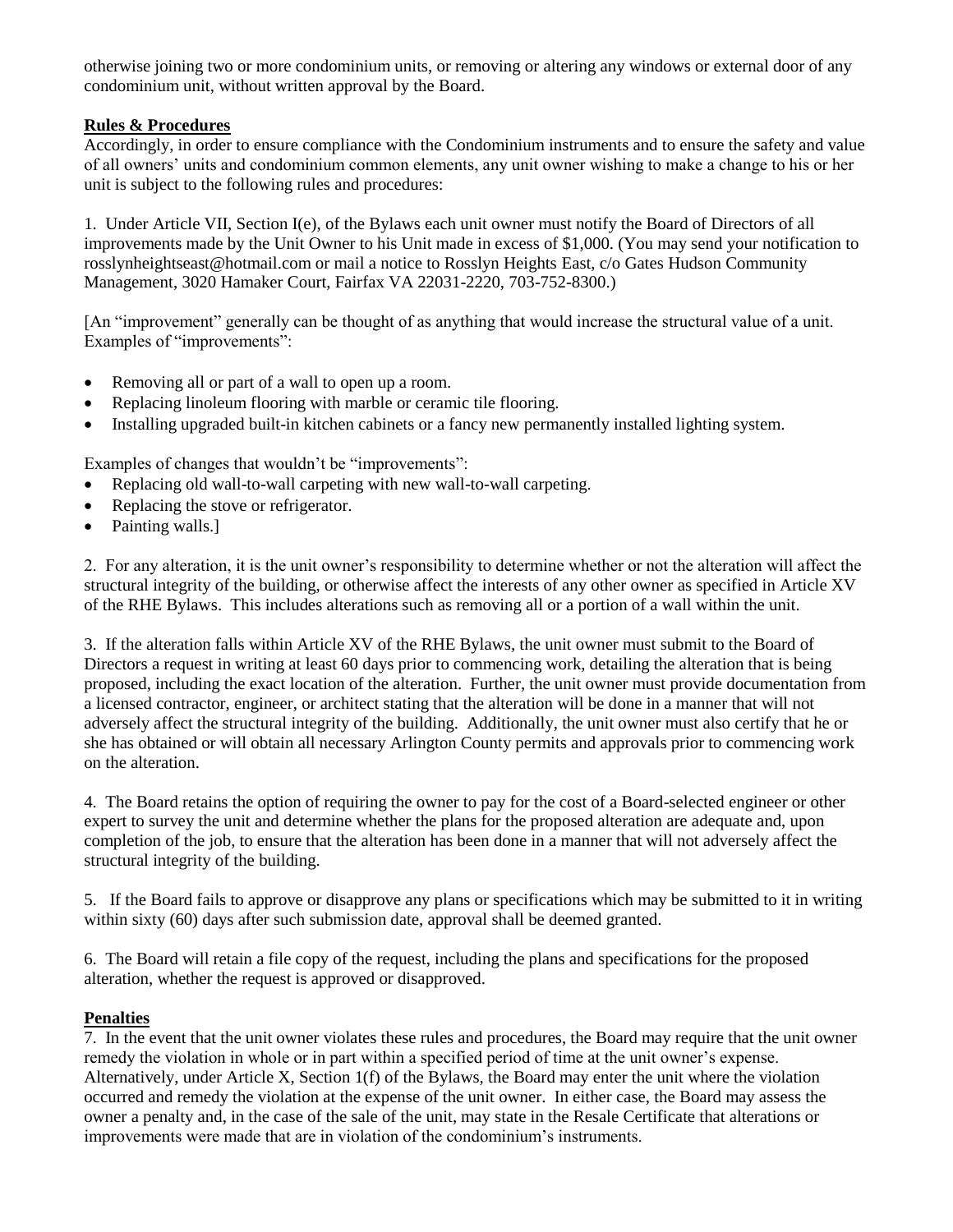otherwise joining two or more condominium units, or removing or altering any windows or external door of any condominium unit, without written approval by the Board.

**Rules & Procedures**

Accordingly, in order to ensure compliance with the Condominium instruments and to ensure the safety and value of all owners' units and condominium common elements, any unit owner wishing to make a change to his or her unit is subject to the following rules and procedures:

1. Under Article VII, Section I(e), of the Bylaws each unit owner must notify the Board of Directors of all improvements made by the Unit Owner to his Unit made in excess of $1,000. (You may send your notification to rosslynheightseast@hotmail.com or mail a notice to Rosslyn Heights East, c/o Gates Hudson Community Management, 3020 Hamaker Court, Fairfax VA 22031-2220, 703-752-8300.)

[An "improvement" generally can be thought of as anything that would increase the structural value of a unit. Examples of "improvements":

- Removing all or part of a wall to open up a room.
- Replacing linoleum flooring with marble or ceramic tile flooring.
- Installing upgraded built-in kitchen cabinets or a fancy new permanently installed lighting system.

Examples of changes that wouldn't be "improvements":

- Replacing old wall-to-wall carpeting with new wall-to-wall carpeting.
- Replacing the stove or refrigerator.
- Painting walls.]

2. For any alteration, it is the unit owner's responsibility to determine whether or not the alteration will affect the structural integrity of the building, or otherwise affect the interests of any other owner as specified in Article XV of the RHE Bylaws. This includes alterations such as removing all or a portion of a wall within the unit.

3. If the alteration falls within Article XV of the RHE Bylaws, the unit owner must submit to the Board of Directors a request in writing at least 60 days prior to commencing work, detailing the alteration that is being proposed, including the exact location of the alteration. Further, the unit owner must provide documentation from a licensed contractor, engineer, or architect stating that the alteration will be done in a manner that will not adversely affect the structural integrity of the building. Additionally, the unit owner must also certify that he or she has obtained or will obtain all necessary Arlington County permits and approvals prior to commencing work on the alteration.

4. The Board retains the option of requiring the owner to pay for the cost of a Board-selected engineer or other expert to survey the unit and determine whether the plans for the proposed alteration are adequate and, upon completion of the job, to ensure that the alteration has been done in a manner that will not adversely affect the structural integrity of the building.

5. If the Board fails to approve or disapprove any plans or specifications which may be submitted to it in writing within sixty (60) days after such submission date, approval shall be deemed granted.

6. The Board will retain a file copy of the request, including the plans and specifications for the proposed alteration, whether the request is approved or disapproved.

**Penalties**

7. In the event that the unit owner violates these rules and procedures, the Board may require that the unit owner remedy the violation in whole or in part within a specified period of time at the unit owner's expense. Alternatively, under Article X, Section 1(f) of the Bylaws, the Board may enter the unit where the violation occurred and remedy the violation at the expense of the unit owner. In either case, the Board may assess the owner a penalty and, in the case of the sale of the unit, may state in the Resale Certificate that alterations or improvements were made that are in violation of the condominium's instruments.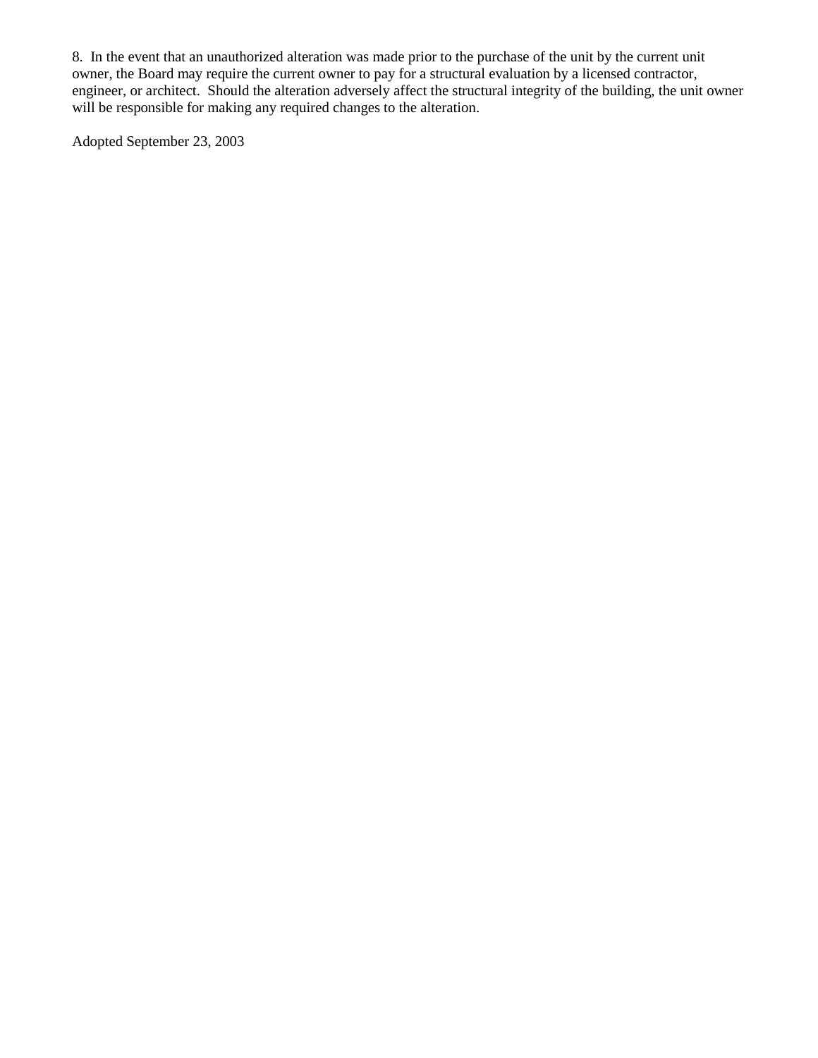8. In the event that an unauthorized alteration was made prior to the purchase of the unit by the current unit owner, the Board may require the current owner to pay for a structural evaluation by a licensed contractor, engineer, or architect. Should the alteration adversely affect the structural integrity of the building, the unit owner will be responsible for making any required changes to the alteration.

Adopted September 23, 2003